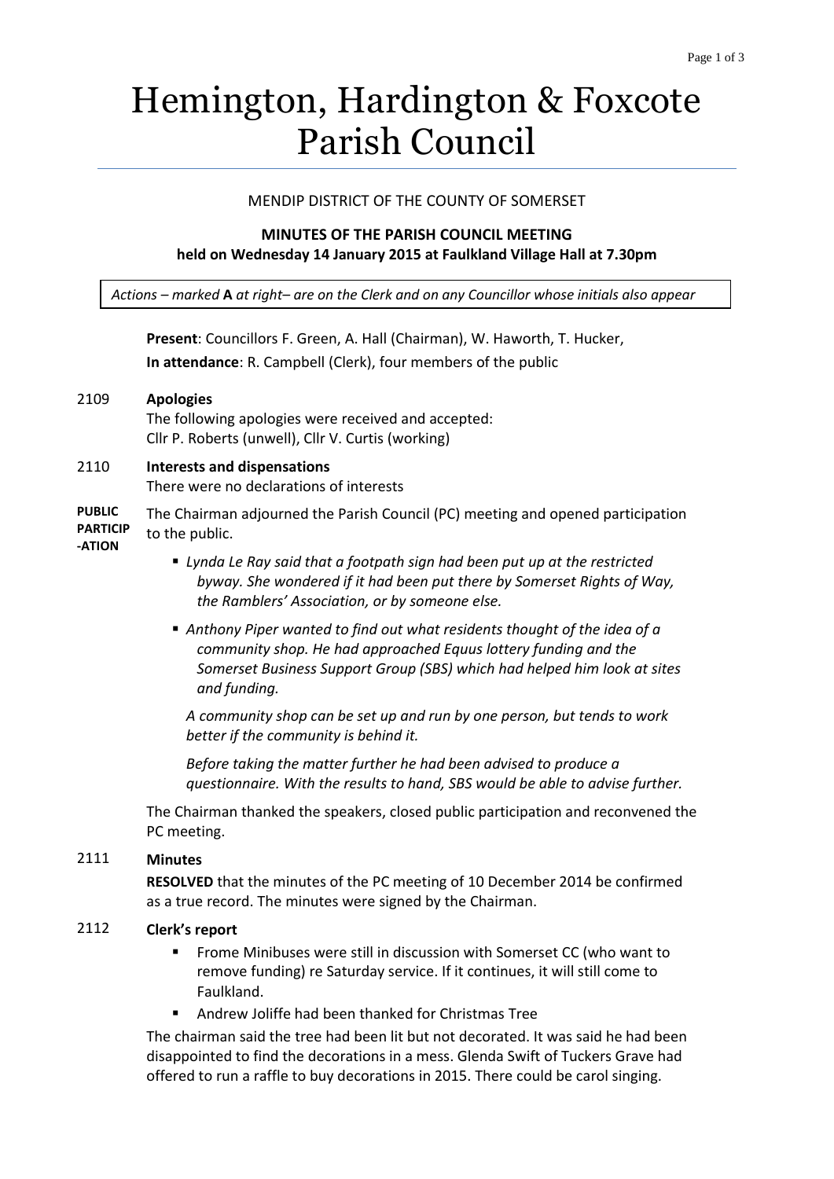# Hemington, Hardington & Foxcote Parish Council

MENDIP DISTRICT OF THE COUNTY OF SOMERSET

**MINUTES OF THE PARISH COUNCIL MEETING**
**held on Wednesday 14 January 2015 at Faulkland Village Hall at 7.30pm**

*Actions – marked* **A** *at right– are on the Clerk and on any Councillor whose initials also appear*

**Present**: Councillors F. Green, A. Hall (Chairman), W. Haworth, T. Hucker,
**In attendance**: R. Campbell (Clerk), four members of the public

2109 **Apologies**

The following apologies were received and accepted:
Cllr P. Roberts (unwell), Cllr V. Curtis (working)

2110 **Interests and dispensations**

There were no declarations of interests

**PUBLIC PARTICIPATION**

The Chairman adjourned the Parish Council (PC) meeting and opened participation to the public.

- *Lynda Le Ray said that a footpath sign had been put up at the restricted byway. She wondered if it had been put there by Somerset Rights of Way, the Ramblers' Association, or by someone else.*
- *Anthony Piper wanted to find out what residents thought of the idea of a community shop. He had approached Equus lottery funding and the Somerset Business Support Group (SBS) which had helped him look at sites and funding.*

  *A community shop can be set up and run by one person, but tends to work better if the community is behind it.*

  *Before taking the matter further he had been advised to produce a questionnaire. With the results to hand, SBS would be able to advise further.*

The Chairman thanked the speakers, closed public participation and reconvened the PC meeting.

2111 **Minutes**

**RESOLVED** that the minutes of the PC meeting of 10 December 2014 be confirmed as a true record. The minutes were signed by the Chairman.

2112 **Clerk's report**

- Frome Minibuses were still in discussion with Somerset CC (who want to remove funding) re Saturday service. If it continues, it will still come to Faulkland.
- Andrew Joliffe had been thanked for Christmas Tree

The chairman said the tree had been lit but not decorated. It was said he had been disappointed to find the decorations in a mess. Glenda Swift of Tuckers Grave had offered to run a raffle to buy decorations in 2015. There could be carol singing.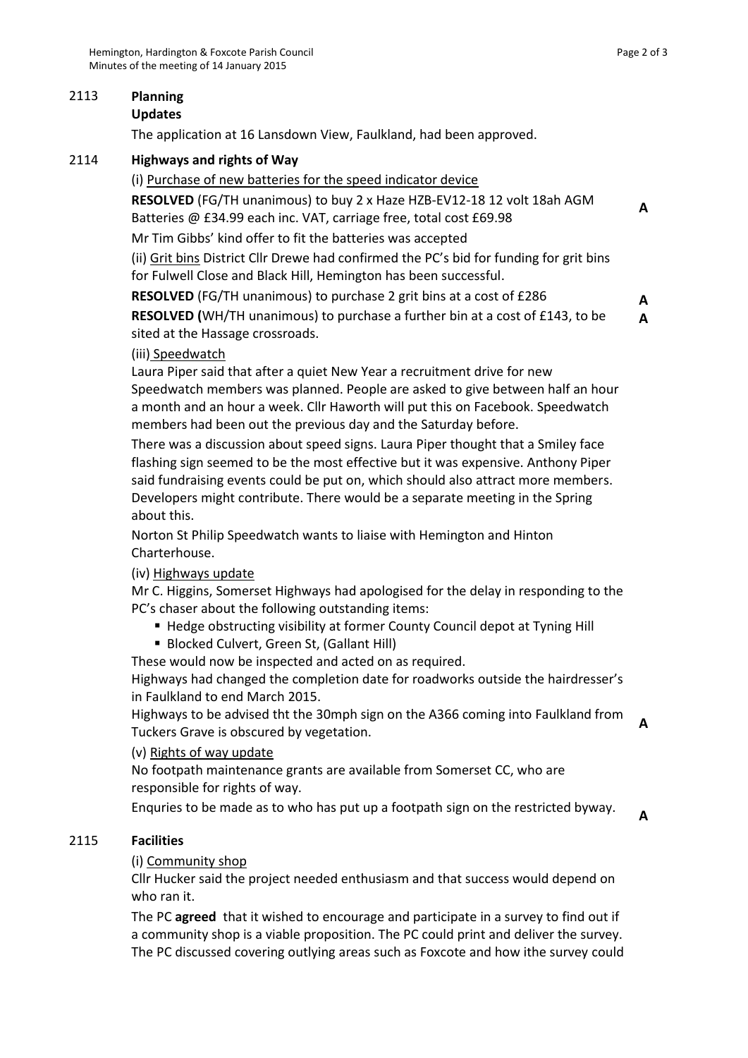2113 **Planning**

**Updates**

The application at 16 Lansdown View, Faulkland, had been approved.

2114 **Highways and rights of Way**

(i) Purchase of new batteries for the speed indicator device

**RESOLVED** (FG/TH unanimous) to buy 2 x Haze HZB-EV12-18 12 volt 18ah AGM Batteries @ £34.99 each inc. VAT, carriage free, total cost £69.98 **A**

Mr Tim Gibbs' kind offer to fit the batteries was accepted

(ii) Grit bins District Cllr Drewe had confirmed the PC's bid for funding for grit bins for Fulwell Close and Black Hill, Hemington has been successful.

**RESOLVED** (FG/TH unanimous) to purchase 2 grit bins at a cost of £286 **A**

**RESOLVED (**WH/TH unanimous) to purchase a further bin at a cost of £143, to be sited at the Hassage crossroads. **A**

(iii) Speedwatch

Laura Piper said that after a quiet New Year a recruitment drive for new Speedwatch members was planned. People are asked to give between half an hour a month and an hour a week. Cllr Haworth will put this on Facebook. Speedwatch members had been out the previous day and the Saturday before.

There was a discussion about speed signs. Laura Piper thought that a Smiley face flashing sign seemed to be the most effective but it was expensive. Anthony Piper said fundraising events could be put on, which should also attract more members. Developers might contribute. There would be a separate meeting in the Spring about this.

Norton St Philip Speedwatch wants to liaise with Hemington and Hinton Charterhouse.

(iv) Highways update

Mr C. Higgins, Somerset Highways had apologised for the delay in responding to the PC's chaser about the following outstanding items:

- Hedge obstructing visibility at former County Council depot at Tyning Hill
- Blocked Culvert, Green St, (Gallant Hill)

These would now be inspected and acted on as required.

Highways had changed the completion date for roadworks outside the hairdresser's in Faulkland to end March 2015.

Highways to be advised tht the 30mph sign on the A366 coming into Faulkland from Tuckers Grave is obscured by vegetation. **A**

(v) Rights of way update

No footpath maintenance grants are available from Somerset CC, who are responsible for rights of way.

Enquries to be made as to who has put up a footpath sign on the restricted byway. **A**

2115 **Facilities**

(i) Community shop

Cllr Hucker said the project needed enthusiasm and that success would depend on who ran it.

The PC **agreed** that it wished to encourage and participate in a survey to find out if a community shop is a viable proposition. The PC could print and deliver the survey. The PC discussed covering outlying areas such as Foxcote and how ithe survey could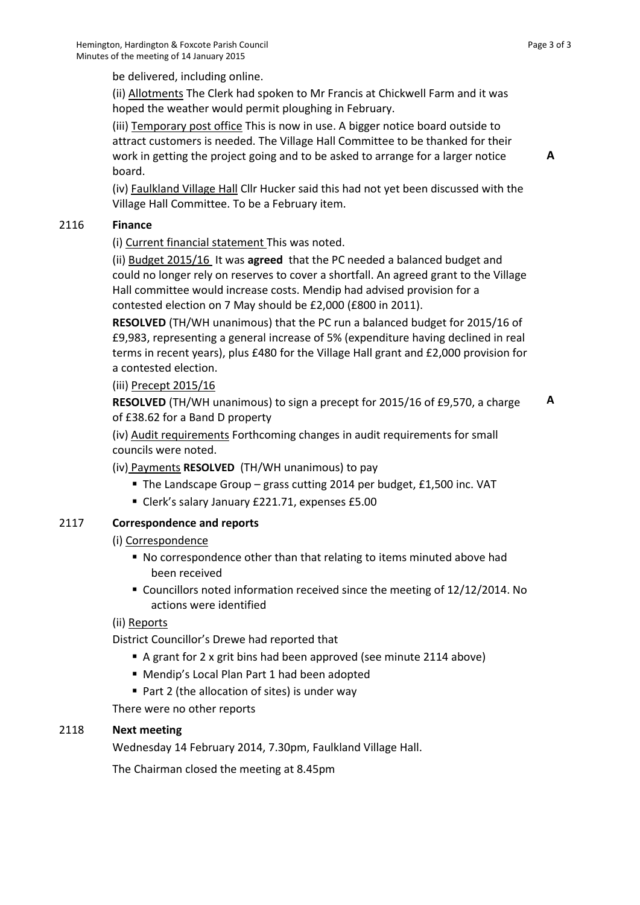be delivered, including online.

(ii) Allotments The Clerk had spoken to Mr Francis at Chickwell Farm and it was hoped the weather would permit ploughing in February.

(iii) Temporary post office This is now in use. A bigger notice board outside to attract customers is needed. The Village Hall Committee to be thanked for their work in getting the project going and to be asked to arrange for a larger notice board. **A**

(iv) Faulkland Village Hall Cllr Hucker said this had not yet been discussed with the Village Hall Committee. To be a February item.

**2116 Finance**

(i) Current financial statement This was noted.

(ii) Budget 2015/16 It was **agreed** that the PC needed a balanced budget and could no longer rely on reserves to cover a shortfall. An agreed grant to the Village Hall committee would increase costs. Mendip had advised provision for a contested election on 7 May should be £2,000 (£800 in 2011).

**RESOLVED** (TH/WH unanimous) that the PC run a balanced budget for 2015/16 of £9,983, representing a general increase of 5% (expenditure having declined in real terms in recent years), plus £480 for the Village Hall grant and £2,000 provision for a contested election.

(iii) Precept 2015/16

**RESOLVED** (TH/WH unanimous) to sign a precept for 2015/16 of £9,570, a charge of £38.62 for a Band D property **A**

(iv) Audit requirements Forthcoming changes in audit requirements for small councils were noted.

(iv) Payments **RESOLVED** (TH/WH unanimous) to pay

- The Landscape Group – grass cutting 2014 per budget, £1,500 inc. VAT
- Clerk's salary January £221.71, expenses £5.00

**2117 Correspondence and reports**

(i) Correspondence

- No correspondence other than that relating to items minuted above had been received
- Councillors noted information received since the meeting of 12/12/2014. No actions were identified

(ii) Reports

District Councillor's Drewe had reported that

- A grant for 2 x grit bins had been approved (see minute 2114 above)
- Mendip's Local Plan Part 1 had been adopted
- Part 2 (the allocation of sites) is under way

There were no other reports

**2118 Next meeting**

Wednesday 14 February 2014, 7.30pm, Faulkland Village Hall.

The Chairman closed the meeting at 8.45pm